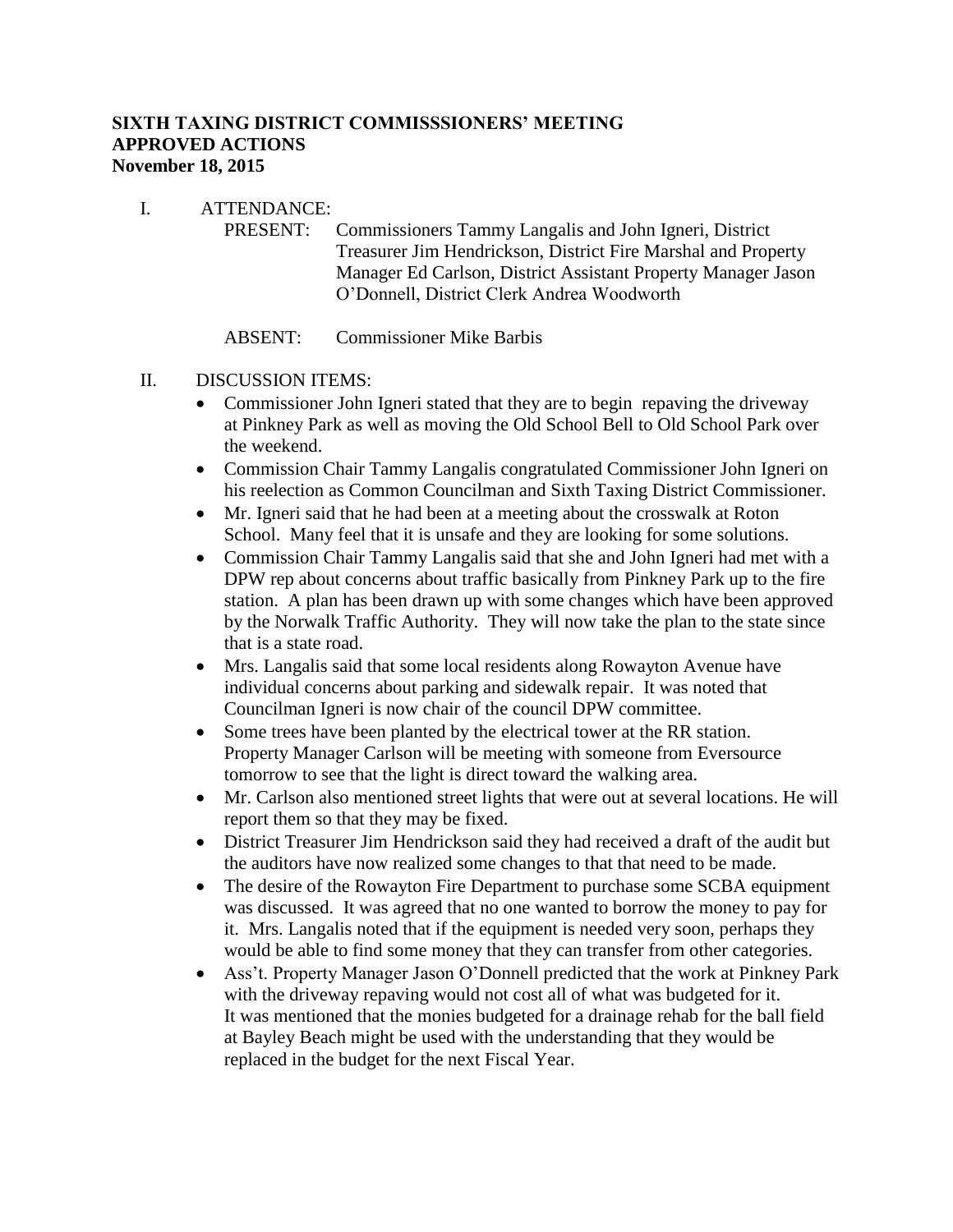**SIXTH TAXING DISTRICT COMMISSSIONERS' MEETING**
**APPROVED ACTIONS**
**November 18, 2015**

I. ATTENDANCE:

PRESENT: Commissioners Tammy Langalis and John Igneri, District Treasurer Jim Hendrickson, District Fire Marshal and Property Manager Ed Carlson, District Assistant Property Manager Jason O'Donnell, District Clerk Andrea Woodworth

ABSENT: Commissioner Mike Barbis

II. DISCUSSION ITEMS:

- Commissioner John Igneri stated that they are to begin repaving the driveway at Pinkney Park as well as moving the Old School Bell to Old School Park over the weekend.
- Commission Chair Tammy Langalis congratulated Commissioner John Igneri on his reelection as Common Councilman and Sixth Taxing District Commissioner.
- Mr. Igneri said that he had been at a meeting about the crosswalk at Roton School. Many feel that it is unsafe and they are looking for some solutions.
- Commission Chair Tammy Langalis said that she and John Igneri had met with a DPW rep about concerns about traffic basically from Pinkney Park up to the fire station. A plan has been drawn up with some changes which have been approved by the Norwalk Traffic Authority. They will now take the plan to the state since that is a state road.
- Mrs. Langalis said that some local residents along Rowayton Avenue have individual concerns about parking and sidewalk repair. It was noted that Councilman Igneri is now chair of the council DPW committee.
- Some trees have been planted by the electrical tower at the RR station. Property Manager Carlson will be meeting with someone from Eversource tomorrow to see that the light is direct toward the walking area.
- Mr. Carlson also mentioned street lights that were out at several locations. He will report them so that they may be fixed.
- District Treasurer Jim Hendrickson said they had received a draft of the audit but the auditors have now realized some changes to that that need to be made.
- The desire of the Rowayton Fire Department to purchase some SCBA equipment was discussed. It was agreed that no one wanted to borrow the money to pay for it. Mrs. Langalis noted that if the equipment is needed very soon, perhaps they would be able to find some money that they can transfer from other categories.
- Ass't. Property Manager Jason O'Donnell predicted that the work at Pinkney Park with the driveway repaving would not cost all of what was budgeted for it. It was mentioned that the monies budgeted for a drainage rehab for the ball field at Bayley Beach might be used with the understanding that they would be replaced in the budget for the next Fiscal Year.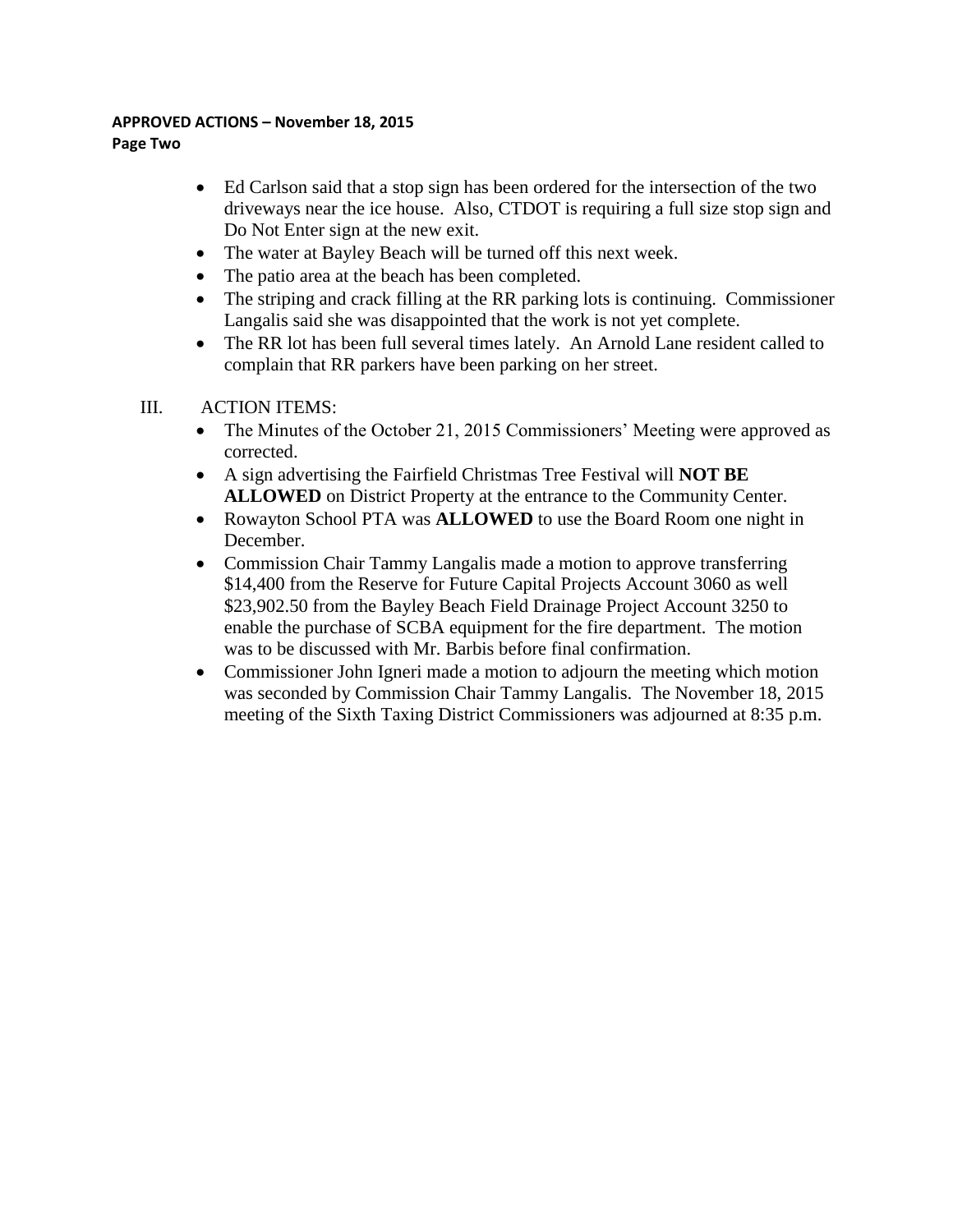**APPROVED ACTIONS – November 18, 2015**
**Page Two**

- Ed Carlson said that a stop sign has been ordered for the intersection of the two driveways near the ice house. Also, CTDOT is requiring a full size stop sign and Do Not Enter sign at the new exit.
- The water at Bayley Beach will be turned off this next week.
- The patio area at the beach has been completed.
- The striping and crack filling at the RR parking lots is continuing. Commissioner Langalis said she was disappointed that the work is not yet complete.
- The RR lot has been full several times lately. An Arnold Lane resident called to complain that RR parkers have been parking on her street.

III. ACTION ITEMS:

- The Minutes of the October 21, 2015 Commissioners' Meeting were approved as corrected.
- A sign advertising the Fairfield Christmas Tree Festival will **NOT BE ALLOWED** on District Property at the entrance to the Community Center.
- Rowayton School PTA was **ALLOWED** to use the Board Room one night in December.
- Commission Chair Tammy Langalis made a motion to approve transferring $14,400 from the Reserve for Future Capital Projects Account 3060 as well $23,902.50 from the Bayley Beach Field Drainage Project Account 3250 to enable the purchase of SCBA equipment for the fire department. The motion was to be discussed with Mr. Barbis before final confirmation.
- Commissioner John Igneri made a motion to adjourn the meeting which motion was seconded by Commission Chair Tammy Langalis. The November 18, 2015 meeting of the Sixth Taxing District Commissioners was adjourned at 8:35 p.m.